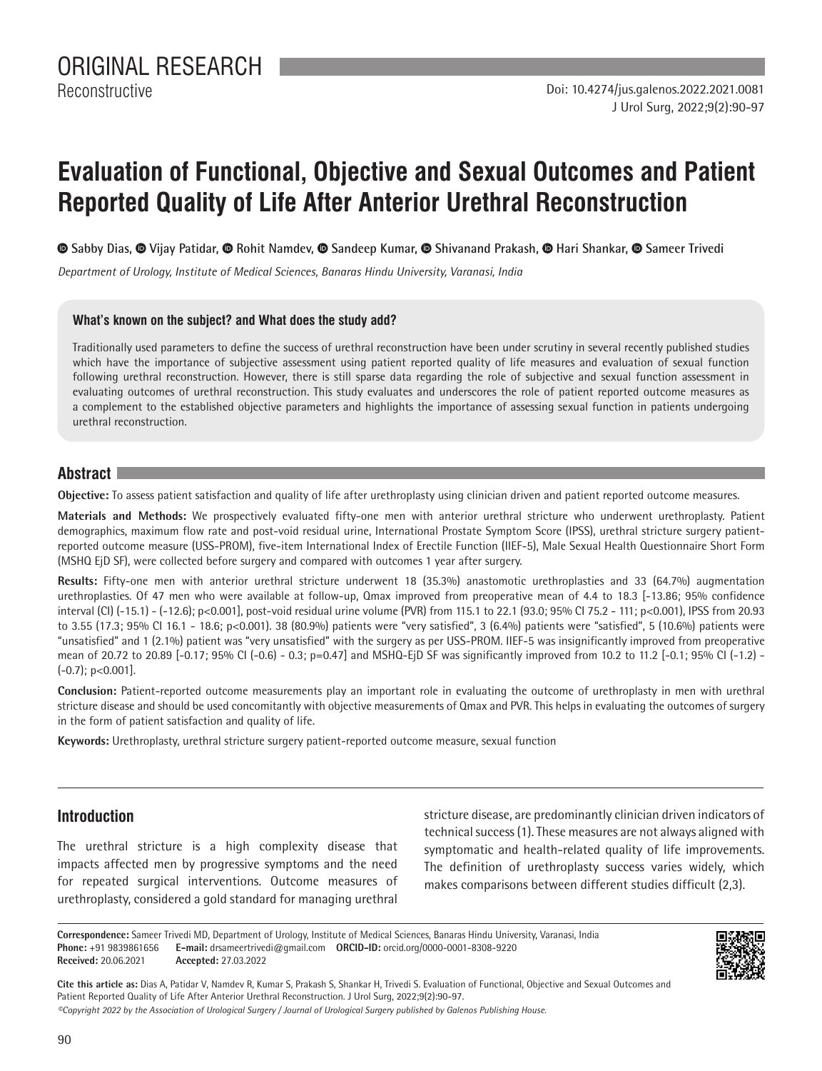ORIGINAL RESEARCH

Reconstructive

Doi: 10.4274/jus.galenos.2022.2021.0081

# Evaluation of Functional, Objective and Sexual Outcomes and Patient Reported Quality of Life After Anterior Urethral Reconstruction

Sabby Dias, Vijay Patidar, Rohit Namdev, Sandeep Kumar, Shivanand Prakash, Hari Shankar, Sameer Trivedi

*Department of Urology, Institute of Medical Sciences, Banaras Hindu University, Varanasi, India*

### What's known on the subject? and What does the study add?

Traditionally used parameters to define the success of urethral reconstruction have been under scrutiny in several recently published studies which have the importance of subjective assessment using patient reported quality of life measures and evaluation of sexual function following urethral reconstruction. However, there is still sparse data regarding the role of subjective and sexual function assessment in evaluating outcomes of urethral reconstruction. This study evaluates and underscores the role of patient reported outcome measures as a complement to the established objective parameters and highlights the importance of assessing sexual function in patients undergoing urethral reconstruction.

## Abstract

**Objective:** To assess patient satisfaction and quality of life after urethroplasty using clinician driven and patient reported outcome measures.

**Materials and Methods:** We prospectively evaluated fifty-one men with anterior urethral stricture who underwent urethroplasty. Patient demographics, maximum flow rate and post-void residual urine, International Prostate Symptom Score (IPSS), urethral stricture surgery patient-reported outcome measure (USS-PROM), five-item International Index of Erectile Function (IIEF-5), Male Sexual Health Questionnaire Short Form (MSHQ EjD SF), were collected before surgery and compared with outcomes 1 year after surgery.

**Results:** Fifty-one men with anterior urethral stricture underwent 18 (35.3%) anastomotic urethroplasties and 33 (64.7%) augmentation urethroplasties. Of 47 men who were available at follow-up, Qmax improved from preoperative mean of 4.4 to 18.3 [-13.86; 95% confidence interval (CI) (-15.1) - (-12.6); p<0.001], post-void residual urine volume (PVR) from 115.1 to 22.1 (93.0; 95% CI 75.2 - 111; p<0.001), IPSS from 20.93 to 3.55 (17.3; 95% CI 16.1 - 18.6; p<0.001). 38 (80.9%) patients were "very satisfied", 3 (6.4%) patients were "satisfied", 5 (10.6%) patients were "unsatisfied" and 1 (2.1%) patient was "very unsatisfied" with the surgery as per USS-PROM. IIEF-5 was insignificantly improved from preoperative mean of 20.72 to 20.89 [-0.17; 95% CI (-0.6) - 0.3; p=0.47] and MSHQ-EjD SF was significantly improved from 10.2 to 11.2 [-0.1; 95% CI (-1.2) - (-0.7); p<0.001].

**Conclusion:** Patient-reported outcome measurements play an important role in evaluating the outcome of urethroplasty in men with urethral stricture disease and should be used concomitantly with objective measurements of Qmax and PVR. This helps in evaluating the outcomes of surgery in the form of patient satisfaction and quality of life.

**Keywords:** Urethroplasty, urethral stricture surgery patient-reported outcome measure, sexual function

## Introduction

The urethral stricture is a high complexity disease that impacts affected men by progressive symptoms and the need for repeated surgical interventions. Outcome measures of urethroplasty, considered a gold standard for managing urethral stricture disease, are predominantly clinician driven indicators of technical success (1). These measures are not always aligned with symptomatic and health-related quality of life improvements. The definition of urethroplasty success varies widely, which makes comparisons between different studies difficult (2,3).

**Correspondence:** Sameer Trivedi MD, Department of Urology, Institute of Medical Sciences, Banaras Hindu University, Varanasi, India
**Phone:** +91 9839861656 **E-mail:** drsameertrivedi@gmail.com **ORCID-ID:** orcid.org/0000-0001-8308-9220
**Received:** 20.06.2021 **Accepted:** 27.03.2022

**Cite this article as:** Dias A, Patidar V, Namdev R, Kumar S, Prakash S, Shankar H, Trivedi S. Evaluation of Functional, Objective and Sexual Outcomes and Patient Reported Quality of Life After Anterior Urethral Reconstruction. J Urol Surg, 2022;9(2):90-97.

*©Copyright 2022 by the Association of Urological Surgery / Journal of Urological Surgery published by Galenos Publishing House.*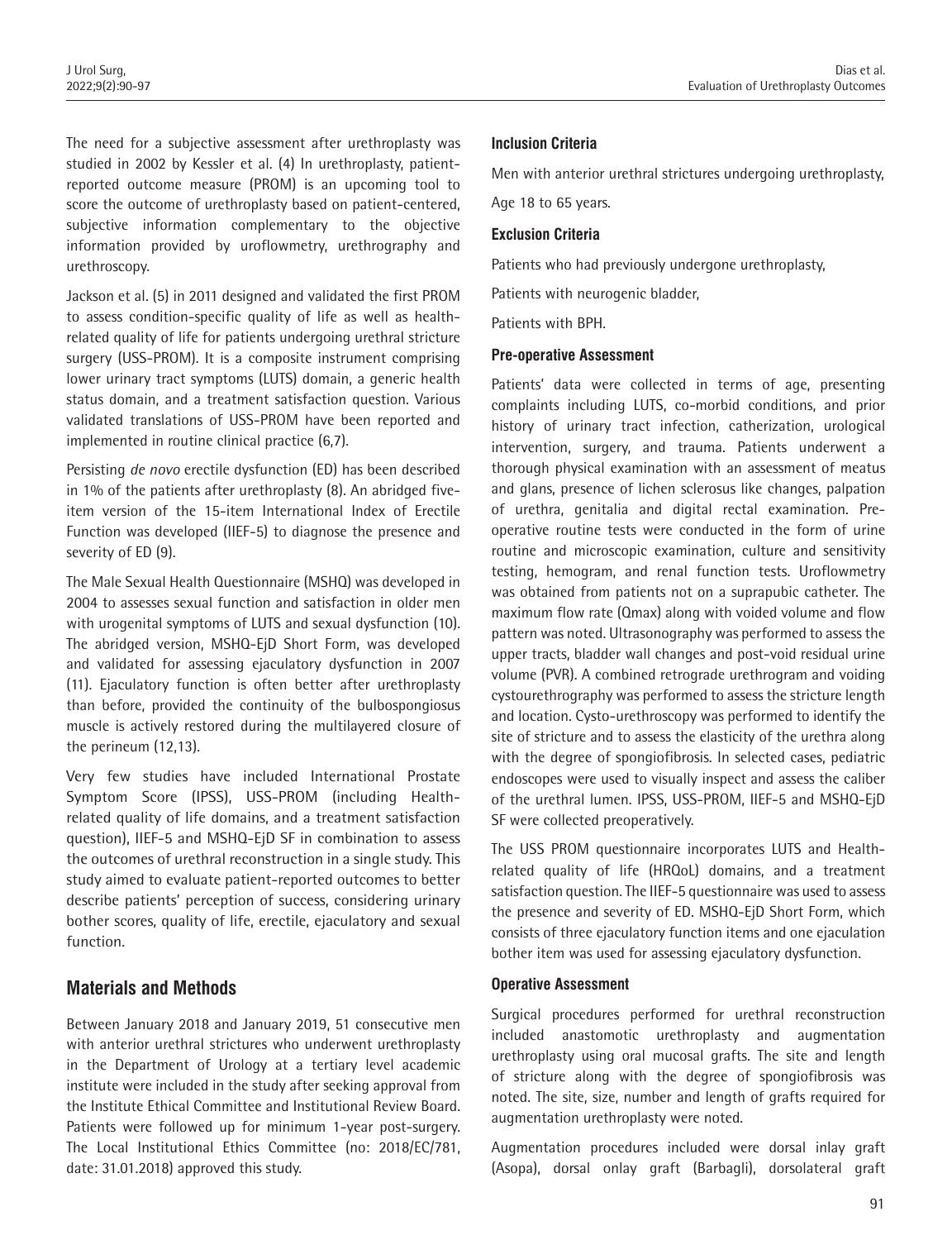The need for a subjective assessment after urethroplasty was studied in 2002 by Kessler et al. (4) In urethroplasty, patient-reported outcome measure (PROM) is an upcoming tool to score the outcome of urethroplasty based on patient-centered, subjective information complementary to the objective information provided by uroflowmetry, urethrography and urethroscopy.

Jackson et al. (5) in 2011 designed and validated the first PROM to assess condition-specific quality of life as well as health-related quality of life for patients undergoing urethral stricture surgery (USS-PROM). It is a composite instrument comprising lower urinary tract symptoms (LUTS) domain, a generic health status domain, and a treatment satisfaction question. Various validated translations of USS-PROM have been reported and implemented in routine clinical practice (6,7).

Persisting *de novo* erectile dysfunction (ED) has been described in 1% of the patients after urethroplasty (8). An abridged five-item version of the 15-item International Index of Erectile Function was developed (IIEF-5) to diagnose the presence and severity of ED (9).

The Male Sexual Health Questionnaire (MSHQ) was developed in 2004 to assesses sexual function and satisfaction in older men with urogenital symptoms of LUTS and sexual dysfunction (10). The abridged version, MSHQ-EjD Short Form, was developed and validated for assessing ejaculatory dysfunction in 2007 (11). Ejaculatory function is often better after urethroplasty than before, provided the continuity of the bulbospongiosus muscle is actively restored during the multilayered closure of the perineum (12,13).

Very few studies have included International Prostate Symptom Score (IPSS), USS-PROM (including Health-related quality of life domains, and a treatment satisfaction question), IIEF-5 and MSHQ-EjD SF in combination to assess the outcomes of urethral reconstruction in a single study. This study aimed to evaluate patient-reported outcomes to better describe patients' perception of success, considering urinary bother scores, quality of life, erectile, ejaculatory and sexual function.

## Materials and Methods

Between January 2018 and January 2019, 51 consecutive men with anterior urethral strictures who underwent urethroplasty in the Department of Urology at a tertiary level academic institute were included in the study after seeking approval from the Institute Ethical Committee and Institutional Review Board. Patients were followed up for minimum 1-year post-surgery. The Local Institutional Ethics Committee (no: 2018/EC/781, date: 31.01.2018) approved this study.

### Inclusion Criteria

Men with anterior urethral strictures undergoing urethroplasty,

Age 18 to 65 years.

### Exclusion Criteria

Patients who had previously undergone urethroplasty,

Patients with neurogenic bladder,

Patients with BPH.

### Pre-operative Assessment

Patients' data were collected in terms of age, presenting complaints including LUTS, co-morbid conditions, and prior history of urinary tract infection, catherization, urological intervention, surgery, and trauma. Patients underwent a thorough physical examination with an assessment of meatus and glans, presence of lichen sclerosus like changes, palpation of urethra, genitalia and digital rectal examination. Pre-operative routine tests were conducted in the form of urine routine and microscopic examination, culture and sensitivity testing, hemogram, and renal function tests. Uroflowmetry was obtained from patients not on a suprapubic catheter. The maximum flow rate (Qmax) along with voided volume and flow pattern was noted. Ultrasonography was performed to assess the upper tracts, bladder wall changes and post-void residual urine volume (PVR). A combined retrograde urethrogram and voiding cystourethrography was performed to assess the stricture length and location. Cysto-urethroscopy was performed to identify the site of stricture and to assess the elasticity of the urethra along with the degree of spongiofibrosis. In selected cases, pediatric endoscopes were used to visually inspect and assess the caliber of the urethral lumen. IPSS, USS-PROM, IIEF-5 and MSHQ-EjD SF were collected preoperatively.

The USS PROM questionnaire incorporates LUTS and Health-related quality of life (HRQoL) domains, and a treatment satisfaction question. The IIEF-5 questionnaire was used to assess the presence and severity of ED. MSHQ-EjD Short Form, which consists of three ejaculatory function items and one ejaculation bother item was used for assessing ejaculatory dysfunction.

### Operative Assessment

Surgical procedures performed for urethral reconstruction included anastomotic urethroplasty and augmentation urethroplasty using oral mucosal grafts. The site and length of stricture along with the degree of spongiofibrosis was noted. The site, size, number and length of grafts required for augmentation urethroplasty were noted.

Augmentation procedures included were dorsal inlay graft (Asopa), dorsal onlay graft (Barbagli), dorsolateral graft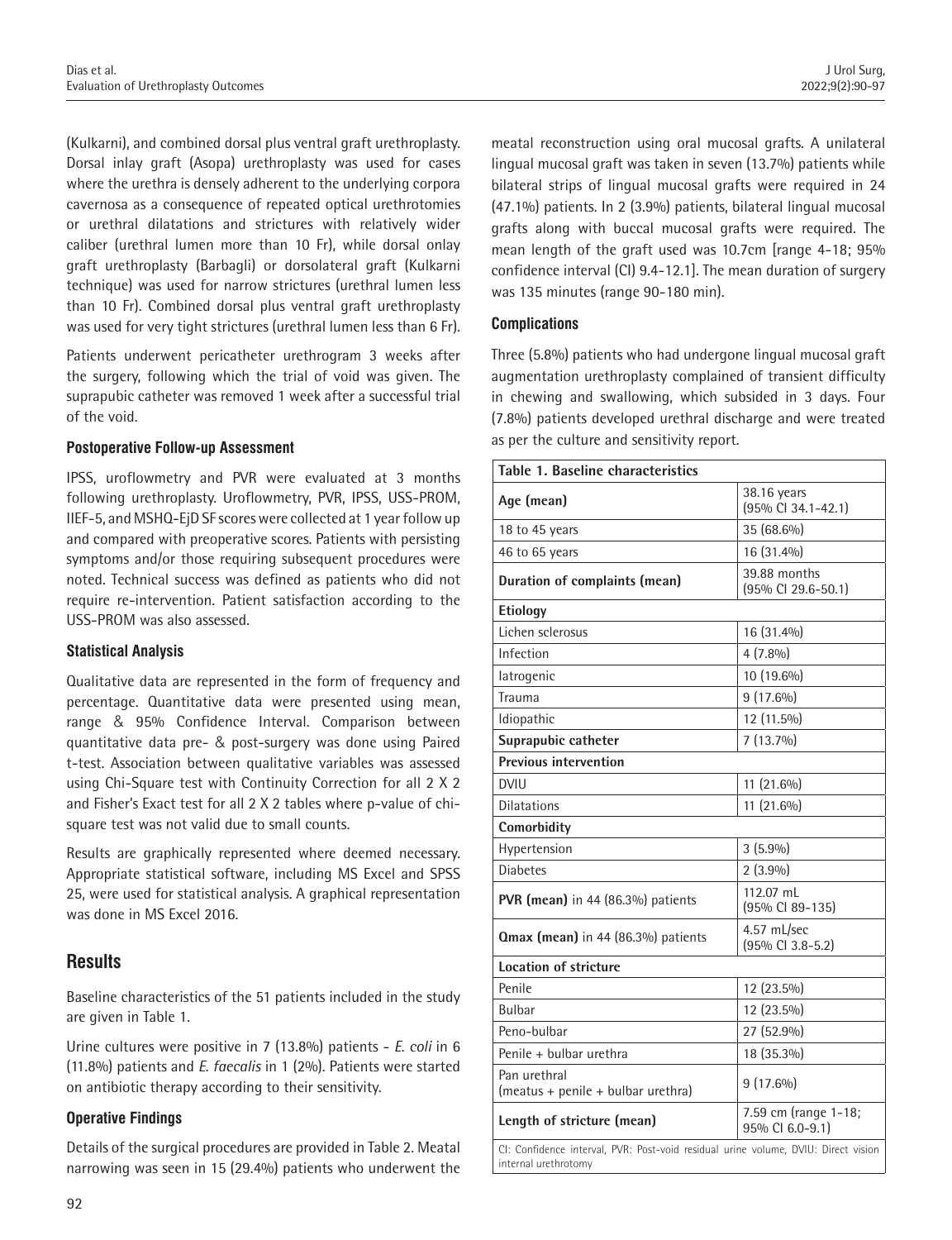(Kulkarni), and combined dorsal plus ventral graft urethroplasty. Dorsal inlay graft (Asopa) urethroplasty was used for cases where the urethra is densely adherent to the underlying corpora cavernosa as a consequence of repeated optical urethrotomies or urethral dilatations and strictures with relatively wider caliber (urethral lumen more than 10 Fr), while dorsal onlay graft urethroplasty (Barbagli) or dorsolateral graft (Kulkarni technique) was used for narrow strictures (urethral lumen less than 10 Fr). Combined dorsal plus ventral graft urethroplasty was used for very tight strictures (urethral lumen less than 6 Fr).

Patients underwent pericatheter urethrogram 3 weeks after the surgery, following which the trial of void was given. The suprapubic catheter was removed 1 week after a successful trial of the void.

### Postoperative Follow-up Assessment

IPSS, uroflowmetry and PVR were evaluated at 3 months following urethroplasty. Uroflowmetry, PVR, IPSS, USS-PROM, IIEF-5, and MSHQ-EjD SF scores were collected at 1 year follow up and compared with preoperative scores. Patients with persisting symptoms and/or those requiring subsequent procedures were noted. Technical success was defined as patients who did not require re-intervention. Patient satisfaction according to the USS-PROM was also assessed.

### Statistical Analysis

Qualitative data are represented in the form of frequency and percentage. Quantitative data were presented using mean, range & 95% Confidence Interval. Comparison between quantitative data pre- & post-surgery was done using Paired t-test. Association between qualitative variables was assessed using Chi-Square test with Continuity Correction for all 2 X 2 and Fisher's Exact test for all 2 X 2 tables where p-value of chi-square test was not valid due to small counts.

Results are graphically represented where deemed necessary. Appropriate statistical software, including MS Excel and SPSS 25, were used for statistical analysis. A graphical representation was done in MS Excel 2016.

## Results

Baseline characteristics of the 51 patients included in the study are given in Table 1.

Urine cultures were positive in 7 (13.8%) patients - *E. coli* in 6 (11.8%) patients and *E. faecalis* in 1 (2%). Patients were started on antibiotic therapy according to their sensitivity.

### Operative Findings

Details of the surgical procedures are provided in Table 2. Meatal narrowing was seen in 15 (29.4%) patients who underwent the meatal reconstruction using oral mucosal grafts. A unilateral lingual mucosal graft was taken in seven (13.7%) patients while bilateral strips of lingual mucosal grafts were required in 24 (47.1%) patients. In 2 (3.9%) patients, bilateral lingual mucosal grafts along with buccal mucosal grafts were required. The mean length of the graft used was 10.7cm [range 4-18; 95% confidence interval (CI) 9.4-12.1]. The mean duration of surgery was 135 minutes (range 90-180 min).

### Complications

Three (5.8%) patients who had undergone lingual mucosal graft augmentation urethroplasty complained of transient difficulty in chewing and swallowing, which subsided in 3 days. Four (7.8%) patients developed urethral discharge and were treated as per the culture and sensitivity report.

| Table 1. Baseline characteristics | |
|---|---|
| **Age (mean)** | 38.16 years (95% CI 34.1-42.1) |
| 18 to 45 years | 35 (68.6%) |
| 46 to 65 years | 16 (31.4%) |
| **Duration of complaints (mean)** | 39.88 months (95% CI 29.6-50.1) |
| **Etiology** | |
| Lichen sclerosus | 16 (31.4%) |
| Infection | 4 (7.8%) |
| Iatrogenic | 10 (19.6%) |
| Trauma | 9 (17.6%) |
| Idiopathic | 12 (11.5%) |
| **Suprapubic catheter** | 7 (13.7%) |
| **Previous intervention** | |
| DVIU | 11 (21.6%) |
| Dilatations | 11 (21.6%) |
| **Comorbidity** | |
| Hypertension | 3 (5.9%) |
| Diabetes | 2 (3.9%) |
| **PVR (mean)** in 44 (86.3%) patients | 112.07 mL (95% CI 89-135) |
| **Qmax (mean)** in 44 (86.3%) patients | 4.57 mL/sec (95% CI 3.8-5.2) |
| **Location of stricture** | |
| Penile | 12 (23.5%) |
| Bulbar | 12 (23.5%) |
| Peno-bulbar | 27 (52.9%) |
| Penile + bulbar urethra | 18 (35.3%) |
| Pan urethral (meatus + penile + bulbar urethra) | 9 (17.6%) |
| **Length of stricture (mean)** | 7.59 cm (range 1-18; 95% CI 6.0-9.1) |

CI: Confidence interval, PVR: Post-void residual urine volume, DVIU: Direct vision internal urethrotomy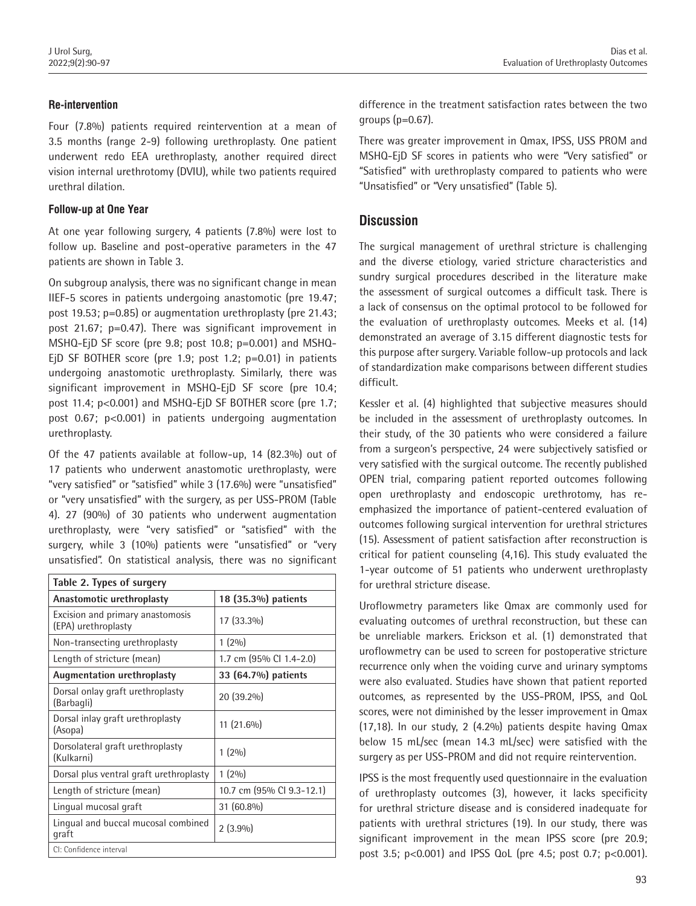### Re-intervention

Four (7.8%) patients required reintervention at a mean of 3.5 months (range 2-9) following urethroplasty. One patient underwent redo EEA urethroplasty, another required direct vision internal urethrotomy (DVIU), while two patients required urethral dilation.

### Follow-up at One Year

At one year following surgery, 4 patients (7.8%) were lost to follow up. Baseline and post-operative parameters in the 47 patients are shown in Table 3.

On subgroup analysis, there was no significant change in mean IIEF-5 scores in patients undergoing anastomotic (pre 19.47; post 19.53; p=0.85) or augmentation urethroplasty (pre 21.43; post 21.67; p=0.47). There was significant improvement in MSHQ-EjD SF score (pre 9.8; post 10.8; p=0.001) and MSHQ-EjD SF BOTHER score (pre 1.9; post 1.2; p=0.01) in patients undergoing anastomotic urethroplasty. Similarly, there was significant improvement in MSHQ-EjD SF score (pre 10.4; post 11.4; p<0.001) and MSHQ-EjD SF BOTHER score (pre 1.7; post 0.67; p<0.001) in patients undergoing augmentation urethroplasty.

Of the 47 patients available at follow-up, 14 (82.3%) out of 17 patients who underwent anastomotic urethroplasty, were "very satisfied" or "satisfied" while 3 (17.6%) were "unsatisfied" or "very unsatisfied" with the surgery, as per USS-PROM (Table 4). 27 (90%) of 30 patients who underwent augmentation urethroplasty, were "very satisfied" or "satisfied" with the surgery, while 3 (10%) patients were "unsatisfied" or "very unsatisfied". On statistical analysis, there was no significant difference in the treatment satisfaction rates between the two groups (p=0.67).

There was greater improvement in Qmax, IPSS, USS PROM and MSHQ-EjD SF scores in patients who were "Very satisfied" or "Satisfied" with urethroplasty compared to patients who were "Unsatisfied" or "Very unsatisfied" (Table 5).

| Table 2. Types of surgery | |
|---|---|
| **Anastomotic urethroplasty** | **18 (35.3%) patients** |
| Excision and primary anastomosis (EPA) urethroplasty | 17 (33.3%) |
| Non-transecting urethroplasty | 1 (2%) |
| Length of stricture (mean) | 1.7 cm (95% CI 1.4-2.0) |
| **Augmentation urethroplasty** | **33 (64.7%) patients** |
| Dorsal onlay graft urethroplasty (Barbagli) | 20 (39.2%) |
| Dorsal inlay graft urethroplasty (Asopa) | 11 (21.6%) |
| Dorsolateral graft urethroplasty (Kulkarni) | 1 (2%) |
| Dorsal plus ventral graft urethroplasty | 1 (2%) |
| Length of stricture (mean) | 10.7 cm (95% CI 9.3-12.1) |
| Lingual mucosal graft | 31 (60.8%) |
| Lingual and buccal mucosal combined graft | 2 (3.9%) |

CI: Confidence interval

## Discussion

The surgical management of urethral stricture is challenging and the diverse etiology, varied stricture characteristics and sundry surgical procedures described in the literature make the assessment of surgical outcomes a difficult task. There is a lack of consensus on the optimal protocol to be followed for the evaluation of urethroplasty outcomes. Meeks et al. (14) demonstrated an average of 3.15 different diagnostic tests for this purpose after surgery. Variable follow-up protocols and lack of standardization make comparisons between different studies difficult.

Kessler et al. (4) highlighted that subjective measures should be included in the assessment of urethroplasty outcomes. In their study, of the 30 patients who were considered a failure from a surgeon's perspective, 24 were subjectively satisfied or very satisfied with the surgical outcome. The recently published OPEN trial, comparing patient reported outcomes following open urethroplasty and endoscopic urethrotomy, has re-emphasized the importance of patient-centered evaluation of outcomes following surgical intervention for urethral strictures (15). Assessment of patient satisfaction after reconstruction is critical for patient counseling (4,16). This study evaluated the 1-year outcome of 51 patients who underwent urethroplasty for urethral stricture disease.

Uroflowmetry parameters like Qmax are commonly used for evaluating outcomes of urethral reconstruction, but these can be unreliable markers. Erickson et al. (1) demonstrated that uroflowmetry can be used to screen for postoperative stricture recurrence only when the voiding curve and urinary symptoms were also evaluated. Studies have shown that patient reported outcomes, as represented by the USS-PROM, IPSS, and QoL scores, were not diminished by the lesser improvement in Qmax (17,18). In our study, 2 (4.2%) patients despite having Qmax below 15 mL/sec (mean 14.3 mL/sec) were satisfied with the surgery as per USS-PROM and did not require reintervention.

IPSS is the most frequently used questionnaire in the evaluation of urethroplasty outcomes (3), however, it lacks specificity for urethral stricture disease and is considered inadequate for patients with urethral strictures (19). In our study, there was significant improvement in the mean IPSS score (pre 20.9; post 3.5; p<0.001) and IPSS QoL (pre 4.5; post 0.7; p<0.001).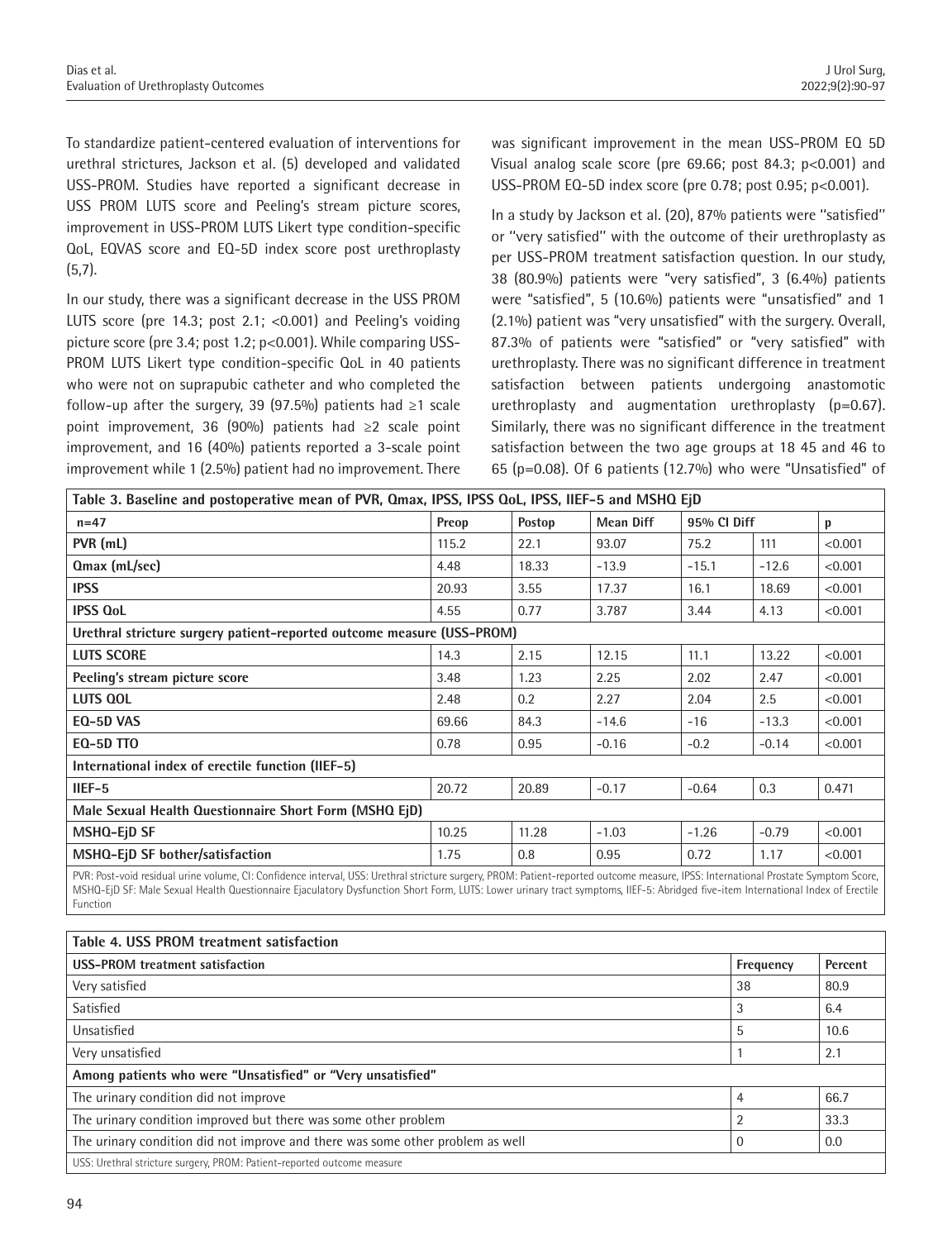To standardize patient-centered evaluation of interventions for urethral strictures, Jackson et al. (5) developed and validated USS-PROM. Studies have reported a significant decrease in USS PROM LUTS score and Peeling's stream picture scores, improvement in USS-PROM LUTS Likert type condition-specific QoL, EQVAS score and EQ-5D index score post urethroplasty (5,7).

In our study, there was a significant decrease in the USS PROM LUTS score (pre 14.3; post 2.1; <0.001) and Peeling's voiding picture score (pre 3.4; post 1.2; p<0.001). While comparing USS-PROM LUTS Likert type condition-specific QoL in 40 patients who were not on suprapubic catheter and who completed the follow-up after the surgery, 39 (97.5%) patients had ≥1 scale point improvement, 36 (90%) patients had ≥2 scale point improvement, and 16 (40%) patients reported a 3-scale point improvement while 1 (2.5%) patient had no improvement. There was significant improvement in the mean USS-PROM EQ 5D Visual analog scale score (pre 69.66; post 84.3; p<0.001) and USS-PROM EQ-5D index score (pre 0.78; post 0.95; p<0.001).

In a study by Jackson et al. (20), 87% patients were ''satisfied'' or ''very satisfied'' with the outcome of their urethroplasty as per USS-PROM treatment satisfaction question. In our study, 38 (80.9%) patients were "very satisfied", 3 (6.4%) patients were "satisfied", 5 (10.6%) patients were "unsatisfied" and 1 (2.1%) patient was "very unsatisfied" with the surgery. Overall, 87.3% of patients were "satisfied" or "very satisfied" with urethroplasty. There was no significant difference in treatment satisfaction between patients undergoing anastomotic urethroplasty and augmentation urethroplasty (p=0.67). Similarly, there was no significant difference in the treatment satisfaction between the two age groups at 18 45 and 46 to 65 (p=0.08). Of 6 patients (12.7%) who were "Unsatisfied" of

**Table 3. Baseline and postoperative mean of PVR, Qmax, IPSS, IPSS QoL, IPSS, IIEF-5 and MSHQ EjD**

| n=47 | Preop | Postop | Mean Diff | 95% CI Diff | | p |
|---|---|---|---|---|---|---|
| **PVR (mL)** | 115.2 | 22.1 | 93.07 | 75.2 | 111 | <0.001 |
| **Qmax (mL/sec)** | 4.48 | 18.33 | -13.9 | -15.1 | -12.6 | <0.001 |
| **IPSS** | 20.93 | 3.55 | 17.37 | 16.1 | 18.69 | <0.001 |
| **IPSS QoL** | 4.55 | 0.77 | 3.787 | 3.44 | 4.13 | <0.001 |
| **Urethral stricture surgery patient-reported outcome measure (USS-PROM)** | | | | | | |
| **LUTS SCORE** | 14.3 | 2.15 | 12.15 | 11.1 | 13.22 | <0.001 |
| **Peeling's stream picture score** | 3.48 | 1.23 | 2.25 | 2.02 | 2.47 | <0.001 |
| **LUTS QOL** | 2.48 | 0.2 | 2.27 | 2.04 | 2.5 | <0.001 |
| **EQ-5D VAS** | 69.66 | 84.3 | -14.6 | -16 | -13.3 | <0.001 |
| **EQ-5D TTO** | 0.78 | 0.95 | -0.16 | -0.2 | -0.14 | <0.001 |
| **International index of erectile function (IIEF-5)** | | | | | | |
| **IIEF-5** | 20.72 | 20.89 | -0.17 | -0.64 | 0.3 | 0.471 |
| **Male Sexual Health Questionnaire Short Form (MSHQ EjD)** | | | | | | |
| **MSHQ-EjD SF** | 10.25 | 11.28 | -1.03 | -1.26 | -0.79 | <0.001 |
| **MSHQ-EjD SF bother/satisfaction** | 1.75 | 0.8 | 0.95 | 0.72 | 1.17 | <0.001 |

PVR: Post-void residual urine volume, CI: Confidence interval, USS: Urethral stricture surgery, PROM: Patient-reported outcome measure, IPSS: International Prostate Symptom Score, MSHQ-EjD SF: Male Sexual Health Questionnaire Ejaculatory Dysfunction Short Form, LUTS: Lower urinary tract symptoms, IIEF-5: Abridged five-item International Index of Erectile Function

**Table 4. USS PROM treatment satisfaction**

| USS-PROM treatment satisfaction | Frequency | Percent |
|---|---|---|
| Very satisfied | 38 | 80.9 |
| Satisfied | 3 | 6.4 |
| Unsatisfied | 5 | 10.6 |
| Very unsatisfied | 1 | 2.1 |
| **Among patients who were "Unsatisfied" or "Very unsatisfied"** | | |
| The urinary condition did not improve | 4 | 66.7 |
| The urinary condition improved but there was some other problem | 2 | 33.3 |
| The urinary condition did not improve and there was some other problem as well | 0 | 0.0 |

USS: Urethral stricture surgery, PROM: Patient-reported outcome measure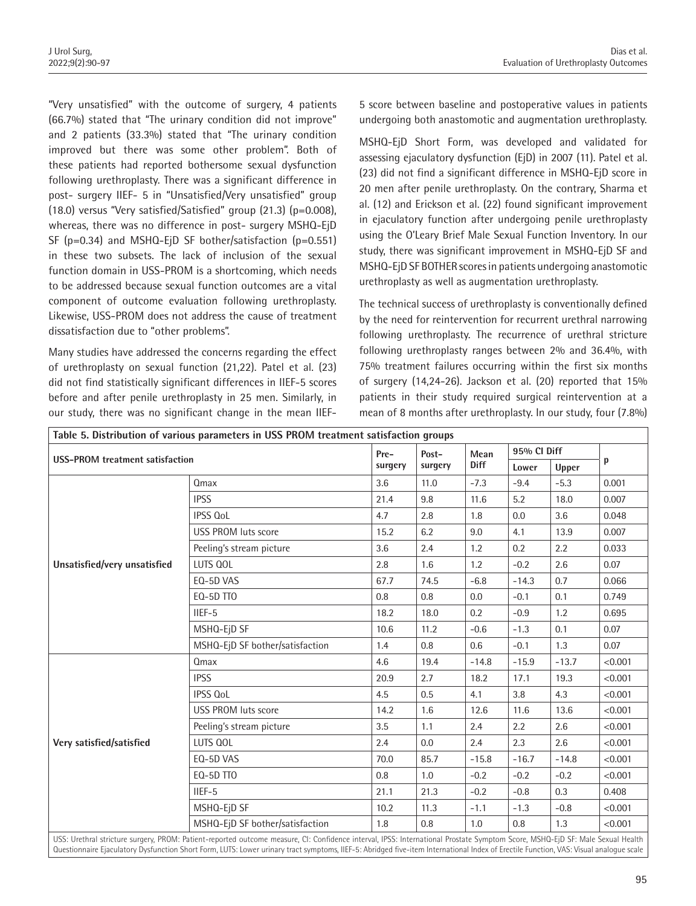"Very unsatisfied" with the outcome of surgery, 4 patients (66.7%) stated that "The urinary condition did not improve" and 2 patients (33.3%) stated that "The urinary condition improved but there was some other problem". Both of these patients had reported bothersome sexual dysfunction following urethroplasty. There was a significant difference in post- surgery IIEF- 5 in "Unsatisfied/Very unsatisfied" group (18.0) versus "Very satisfied/Satisfied" group (21.3) (p=0.008), whereas, there was no difference in post- surgery MSHQ-EjD SF (p=0.34) and MSHQ-EjD SF bother/satisfaction (p=0.551) in these two subsets. The lack of inclusion of the sexual function domain in USS-PROM is a shortcoming, which needs to be addressed because sexual function outcomes are a vital component of outcome evaluation following urethroplasty. Likewise, USS-PROM does not address the cause of treatment dissatisfaction due to "other problems".

Many studies have addressed the concerns regarding the effect of urethroplasty on sexual function (21,22). Patel et al. (23) did not find statistically significant differences in IIEF-5 scores before and after penile urethroplasty in 25 men. Similarly, in our study, there was no significant change in the mean IIEF-5 score between baseline and postoperative values in patients undergoing both anastomotic and augmentation urethroplasty.

MSHQ-EjD Short Form, was developed and validated for assessing ejaculatory dysfunction (EjD) in 2007 (11). Patel et al. (23) did not find a significant difference in MSHQ-EjD score in 20 men after penile urethroplasty. On the contrary, Sharma et al. (12) and Erickson et al. (22) found significant improvement in ejaculatory function after undergoing penile urethroplasty using the O'Leary Brief Male Sexual Function Inventory. In our study, there was significant improvement in MSHQ-EjD SF and MSHQ-EjD SF BOTHER scores in patients undergoing anastomotic urethroplasty as well as augmentation urethroplasty.

The technical success of urethroplasty is conventionally defined by the need for reintervention for recurrent urethral narrowing following urethroplasty. The recurrence of urethral stricture following urethroplasty ranges between 2% and 36.4%, with 75% treatment failures occurring within the first six months of surgery (14,24-26). Jackson et al. (20) reported that 15% patients in their study required surgical reintervention at a mean of 8 months after urethroplasty. In our study, four (7.8%)

**Table 5. Distribution of various parameters in USS PROM treatment satisfaction groups**

| USS-PROM treatment satisfaction | | Pre-surgery | Post-surgery | Mean Diff | 95% CI Diff | | p |
|---|---|---|---|---|---|---|---|
| | | | | | Lower | Upper | |
| Unsatisfied/very unsatisfied | Qmax | 3.6 | 11.0 | -7.3 | -9.4 | -5.3 | 0.001 |
| | IPSS | 21.4 | 9.8 | 11.6 | 5.2 | 18.0 | 0.007 |
| | IPSS QoL | 4.7 | 2.8 | 1.8 | 0.0 | 3.6 | 0.048 |
| | USS PROM luts score | 15.2 | 6.2 | 9.0 | 4.1 | 13.9 | 0.007 |
| | Peeling's stream picture | 3.6 | 2.4 | 1.2 | 0.2 | 2.2 | 0.033 |
| | LUTS QOL | 2.8 | 1.6 | 1.2 | -0.2 | 2.6 | 0.07 |
| | EQ-5D VAS | 67.7 | 74.5 | -6.8 | -14.3 | 0.7 | 0.066 |
| | EQ-5D TTO | 0.8 | 0.8 | 0.0 | -0.1 | 0.1 | 0.749 |
| | IIEF-5 | 18.2 | 18.0 | 0.2 | -0.9 | 1.2 | 0.695 |
| | MSHQ-EjD SF | 10.6 | 11.2 | -0.6 | -1.3 | 0.1 | 0.07 |
| | MSHQ-EjD SF bother/satisfaction | 1.4 | 0.8 | 0.6 | -0.1 | 1.3 | 0.07 |
| Very satisfied/satisfied | Qmax | 4.6 | 19.4 | -14.8 | -15.9 | -13.7 | <0.001 |
| | IPSS | 20.9 | 2.7 | 18.2 | 17.1 | 19.3 | <0.001 |
| | IPSS QoL | 4.5 | 0.5 | 4.1 | 3.8 | 4.3 | <0.001 |
| | USS PROM luts score | 14.2 | 1.6 | 12.6 | 11.6 | 13.6 | <0.001 |
| | Peeling's stream picture | 3.5 | 1.1 | 2.4 | 2.2 | 2.6 | <0.001 |
| | LUTS QOL | 2.4 | 0.0 | 2.4 | 2.3 | 2.6 | <0.001 |
| | EQ-5D VAS | 70.0 | 85.7 | -15.8 | -16.7 | -14.8 | <0.001 |
| | EQ-5D TTO | 0.8 | 1.0 | -0.2 | -0.2 | -0.2 | <0.001 |
| | IIEF-5 | 21.1 | 21.3 | -0.2 | -0.8 | 0.3 | 0.408 |
| | MSHQ-EjD SF | 10.2 | 11.3 | -1.1 | -1.3 | -0.8 | <0.001 |
| | MSHQ-EjD SF bother/satisfaction | 1.8 | 0.8 | 1.0 | 0.8 | 1.3 | <0.001 |

USS: Urethral stricture surgery, PROM: Patient-reported outcome measure, CI: Confidence interval, IPSS: International Prostate Symptom Score, MSHQ-EjD SF: Male Sexual Health Questionnaire Ejaculatory Dysfunction Short Form, LUTS: Lower urinary tract symptoms, IIEF-5: Abridged five-item International Index of Erectile Function, VAS: Visual analogue scale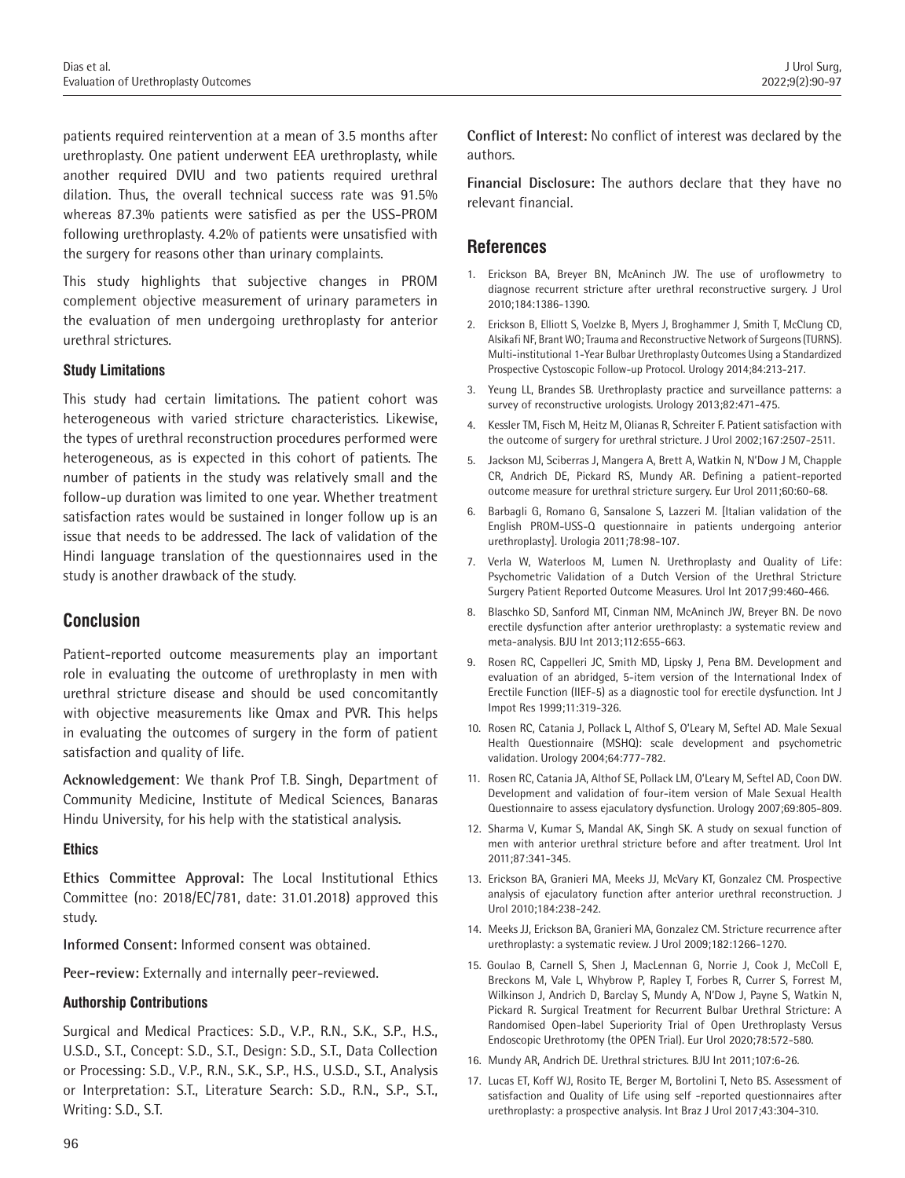patients required reintervention at a mean of 3.5 months after urethroplasty. One patient underwent EEA urethroplasty, while another required DVIU and two patients required urethral dilation. Thus, the overall technical success rate was 91.5% whereas 87.3% patients were satisfied as per the USS-PROM following urethroplasty. 4.2% of patients were unsatisfied with the surgery for reasons other than urinary complaints.

This study highlights that subjective changes in PROM complement objective measurement of urinary parameters in the evaluation of men undergoing urethroplasty for anterior urethral strictures.

### Study Limitations

This study had certain limitations. The patient cohort was heterogeneous with varied stricture characteristics. Likewise, the types of urethral reconstruction procedures performed were heterogeneous, as is expected in this cohort of patients. The number of patients in the study was relatively small and the follow-up duration was limited to one year. Whether treatment satisfaction rates would be sustained in longer follow up is an issue that needs to be addressed. The lack of validation of the Hindi language translation of the questionnaires used in the study is another drawback of the study.

## Conclusion

Patient-reported outcome measurements play an important role in evaluating the outcome of urethroplasty in men with urethral stricture disease and should be used concomitantly with objective measurements like Qmax and PVR. This helps in evaluating the outcomes of surgery in the form of patient satisfaction and quality of life.

**Acknowledgement**: We thank Prof T.B. Singh, Department of Community Medicine, Institute of Medical Sciences, Banaras Hindu University, for his help with the statistical analysis.

### Ethics

**Ethics Committee Approval:** The Local Institutional Ethics Committee (no: 2018/EC/781, date: 31.01.2018) approved this study.

**Informed Consent:** Informed consent was obtained.

**Peer-review:** Externally and internally peer-reviewed.

### Authorship Contributions

Surgical and Medical Practices: S.D., V.P., R.N., S.K., S.P., H.S., U.S.D., S.T., Concept: S.D., S.T., Design: S.D., S.T., Data Collection or Processing: S.D., V.P., R.N., S.K., S.P., H.S., U.S.D., S.T., Analysis or Interpretation: S.T., Literature Search: S.D., R.N., S.P., S.T., Writing: S.D., S.T.

**Conflict of Interest:** No conflict of interest was declared by the authors.

**Financial Disclosure:** The authors declare that they have no relevant financial.

## References

1. Erickson BA, Breyer BN, McAninch JW. The use of uroflowmetry to diagnose recurrent stricture after urethral reconstructive surgery. J Urol 2010;184:1386-1390.
2. Erickson B, Elliott S, Voelzke B, Myers J, Broghammer J, Smith T, McClung CD, Alsikafi NF, Brant WO; Trauma and Reconstructive Network of Surgeons (TURNS). Multi-institutional 1-Year Bulbar Urethroplasty Outcomes Using a Standardized Prospective Cystoscopic Follow-up Protocol. Urology 2014;84:213-217.
3. Yeung LL, Brandes SB. Urethroplasty practice and surveillance patterns: a survey of reconstructive urologists. Urology 2013;82:471-475.
4. Kessler TM, Fisch M, Heitz M, Olianas R, Schreiter F. Patient satisfaction with the outcome of surgery for urethral stricture. J Urol 2002;167:2507-2511.
5. Jackson MJ, Sciberras J, Mangera A, Brett A, Watkin N, N'Dow J M, Chapple CR, Andrich DE, Pickard RS, Mundy AR. Defining a patient-reported outcome measure for urethral stricture surgery. Eur Urol 2011;60:60-68.
6. Barbagli G, Romano G, Sansalone S, Lazzeri M. [Italian validation of the English PROM-USS-Q questionnaire in patients undergoing anterior urethroplasty]. Urologia 2011;78:98-107.
7. Verla W, Waterloos M, Lumen N. Urethroplasty and Quality of Life: Psychometric Validation of a Dutch Version of the Urethral Stricture Surgery Patient Reported Outcome Measures. Urol Int 2017;99:460-466.
8. Blaschko SD, Sanford MT, Cinman NM, McAninch JW, Breyer BN. De novo erectile dysfunction after anterior urethroplasty: a systematic review and meta-analysis. BJU Int 2013;112:655-663.
9. Rosen RC, Cappelleri JC, Smith MD, Lipsky J, Pena BM. Development and evaluation of an abridged, 5-item version of the International Index of Erectile Function (IIEF-5) as a diagnostic tool for erectile dysfunction. Int J Impot Res 1999;11:319-326.
10. Rosen RC, Catania J, Pollack L, Althof S, O'Leary M, Seftel AD. Male Sexual Health Questionnaire (MSHQ): scale development and psychometric validation. Urology 2004;64:777-782.
11. Rosen RC, Catania JA, Althof SE, Pollack LM, O'Leary M, Seftel AD, Coon DW. Development and validation of four-item version of Male Sexual Health Questionnaire to assess ejaculatory dysfunction. Urology 2007;69:805-809.
12. Sharma V, Kumar S, Mandal AK, Singh SK. A study on sexual function of men with anterior urethral stricture before and after treatment. Urol Int 2011;87:341-345.
13. Erickson BA, Granieri MA, Meeks JJ, McVary KT, Gonzalez CM. Prospective analysis of ejaculatory function after anterior urethral reconstruction. J Urol 2010;184:238-242.
14. Meeks JJ, Erickson BA, Granieri MA, Gonzalez CM. Stricture recurrence after urethroplasty: a systematic review. J Urol 2009;182:1266-1270.
15. Goulao B, Carnell S, Shen J, MacLennan G, Norrie J, Cook J, McColl E, Breckons M, Vale L, Whybrow P, Rapley T, Forbes R, Currer S, Forrest M, Wilkinson J, Andrich D, Barclay S, Mundy A, N'Dow J, Payne S, Watkin N, Pickard R. Surgical Treatment for Recurrent Bulbar Urethral Stricture: A Randomised Open-label Superiority Trial of Open Urethroplasty Versus Endoscopic Urethrotomy (the OPEN Trial). Eur Urol 2020;78:572-580.
16. Mundy AR, Andrich DE. Urethral strictures. BJU Int 2011;107:6-26.
17. Lucas ET, Koff WJ, Rosito TE, Berger M, Bortolini T, Neto BS. Assessment of satisfaction and Quality of Life using self -reported questionnaires after urethroplasty: a prospective analysis. Int Braz J Urol 2017;43:304-310.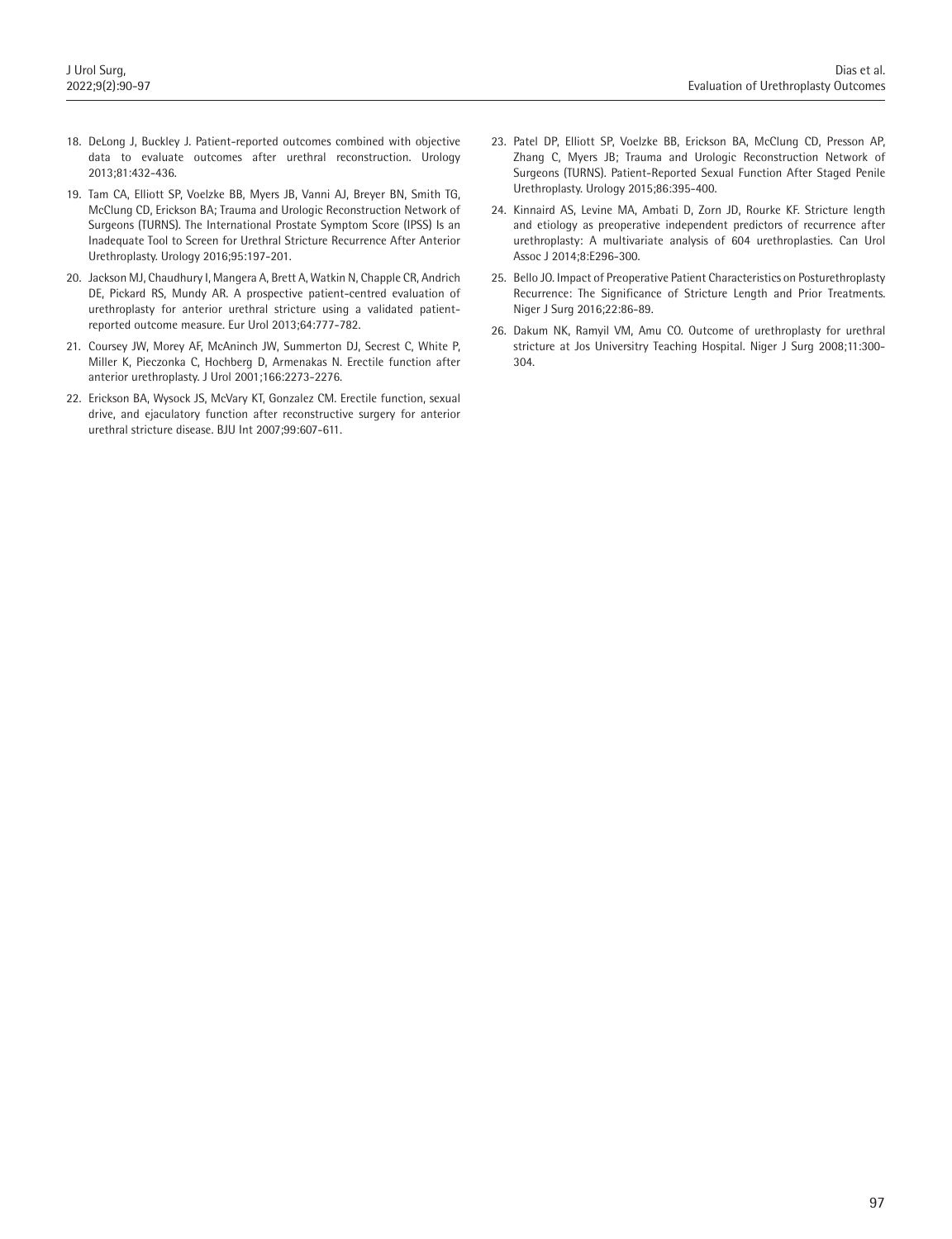18. DeLong J, Buckley J. Patient-reported outcomes combined with objective data to evaluate outcomes after urethral reconstruction. Urology 2013;81:432-436.
19. Tam CA, Elliott SP, Voelzke BB, Myers JB, Vanni AJ, Breyer BN, Smith TG, McClung CD, Erickson BA; Trauma and Urologic Reconstruction Network of Surgeons (TURNS). The International Prostate Symptom Score (IPSS) Is an Inadequate Tool to Screen for Urethral Stricture Recurrence After Anterior Urethroplasty. Urology 2016;95:197-201.
20. Jackson MJ, Chaudhury I, Mangera A, Brett A, Watkin N, Chapple CR, Andrich DE, Pickard RS, Mundy AR. A prospective patient-centred evaluation of urethroplasty for anterior urethral stricture using a validated patient-reported outcome measure. Eur Urol 2013;64:777-782.
21. Coursey JW, Morey AF, McAninch JW, Summerton DJ, Secrest C, White P, Miller K, Pieczonka C, Hochberg D, Armenakas N. Erectile function after anterior urethroplasty. J Urol 2001;166:2273-2276.
22. Erickson BA, Wysock JS, McVary KT, Gonzalez CM. Erectile function, sexual drive, and ejaculatory function after reconstructive surgery for anterior urethral stricture disease. BJU Int 2007;99:607-611.
23. Patel DP, Elliott SP, Voelzke BB, Erickson BA, McClung CD, Presson AP, Zhang C, Myers JB; Trauma and Urologic Reconstruction Network of Surgeons (TURNS). Patient-Reported Sexual Function After Staged Penile Urethroplasty. Urology 2015;86:395-400.
24. Kinnaird AS, Levine MA, Ambati D, Zorn JD, Rourke KF. Stricture length and etiology as preoperative independent predictors of recurrence after urethroplasty: A multivariate analysis of 604 urethroplasties. Can Urol Assoc J 2014;8:E296-300.
25. Bello JO. Impact of Preoperative Patient Characteristics on Posturethroplasty Recurrence: The Significance of Stricture Length and Prior Treatments. Niger J Surg 2016;22:86-89.
26. Dakum NK, Ramyil VM, Amu CO. Outcome of urethroplasty for urethral stricture at Jos Universitry Teaching Hospital. Niger J Surg 2008;11:300-304.